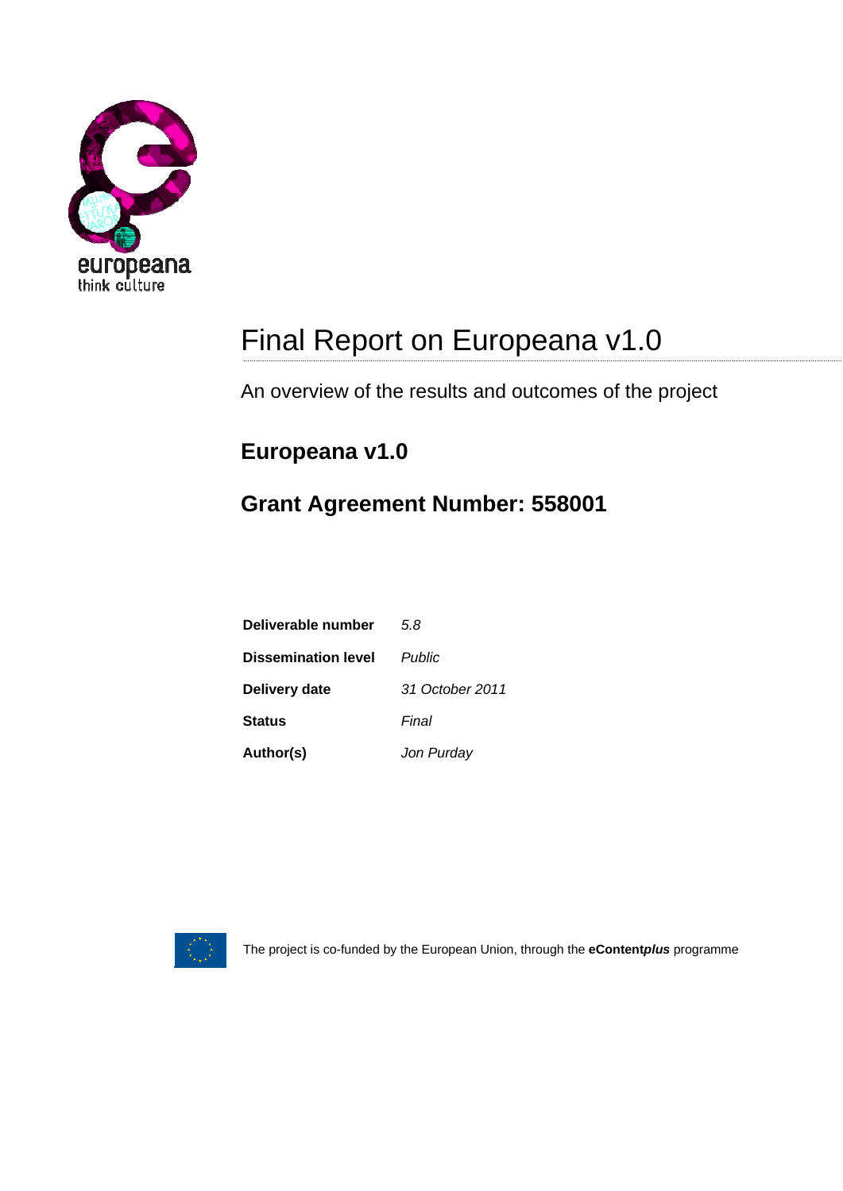europeana
think culture

# Final Report on Europeana v1.0

An overview of the results and outcomes of the project

## Europeana v1.0

## Grant Agreement Number: 558001

| | |
|---|---|
| **Deliverable number** | *5.8* |
| **Dissemination level** | *Public* |
| **Delivery date** | *31 October 2011* |
| **Status** | *Final* |
| **Author(s)** | *Jon Purday* |

The project is co-funded by the European Union, through the **eContent*plus*** programme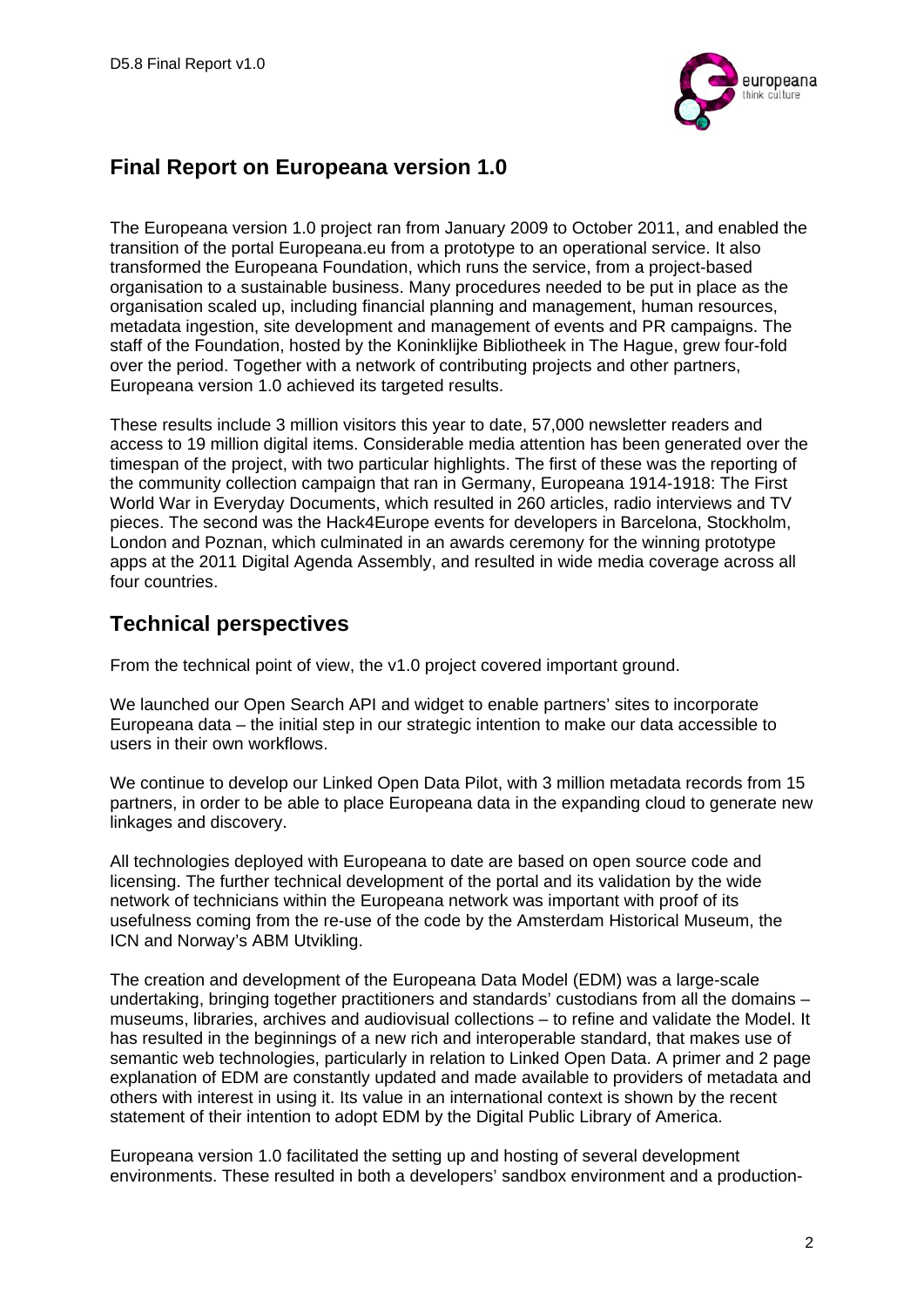## Final Report on Europeana version 1.0

The Europeana version 1.0 project ran from January 2009 to October 2011, and enabled the transition of the portal Europeana.eu from a prototype to an operational service. It also transformed the Europeana Foundation, which runs the service, from a project-based organisation to a sustainable business. Many procedures needed to be put in place as the organisation scaled up, including financial planning and management, human resources, metadata ingestion, site development and management of events and PR campaigns. The staff of the Foundation, hosted by the Koninklijke Bibliotheek in The Hague, grew four-fold over the period. Together with a network of contributing projects and other partners, Europeana version 1.0 achieved its targeted results.

These results include 3 million visitors this year to date, 57,000 newsletter readers and access to 19 million digital items. Considerable media attention has been generated over the timespan of the project, with two particular highlights. The first of these was the reporting of the community collection campaign that ran in Germany, Europeana 1914-1918: The First World War in Everyday Documents, which resulted in 260 articles, radio interviews and TV pieces. The second was the Hack4Europe events for developers in Barcelona, Stockholm, London and Poznan, which culminated in an awards ceremony for the winning prototype apps at the 2011 Digital Agenda Assembly, and resulted in wide media coverage across all four countries.

## Technical perspectives

From the technical point of view, the v1.0 project covered important ground.

We launched our Open Search API and widget to enable partners' sites to incorporate Europeana data – the initial step in our strategic intention to make our data accessible to users in their own workflows.

We continue to develop our Linked Open Data Pilot, with 3 million metadata records from 15 partners, in order to be able to place Europeana data in the expanding cloud to generate new linkages and discovery.

All technologies deployed with Europeana to date are based on open source code and licensing. The further technical development of the portal and its validation by the wide network of technicians within the Europeana network was important with proof of its usefulness coming from the re-use of the code by the Amsterdam Historical Museum, the ICN and Norway's ABM Utvikling.

The creation and development of the Europeana Data Model (EDM) was a large-scale undertaking, bringing together practitioners and standards' custodians from all the domains – museums, libraries, archives and audiovisual collections – to refine and validate the Model. It has resulted in the beginnings of a new rich and interoperable standard, that makes use of semantic web technologies, particularly in relation to Linked Open Data. A primer and 2 page explanation of EDM are constantly updated and made available to providers of metadata and others with interest in using it. Its value in an international context is shown by the recent statement of their intention to adopt EDM by the Digital Public Library of America.

Europeana version 1.0 facilitated the setting up and hosting of several development environments. These resulted in both a developers' sandbox environment and a production-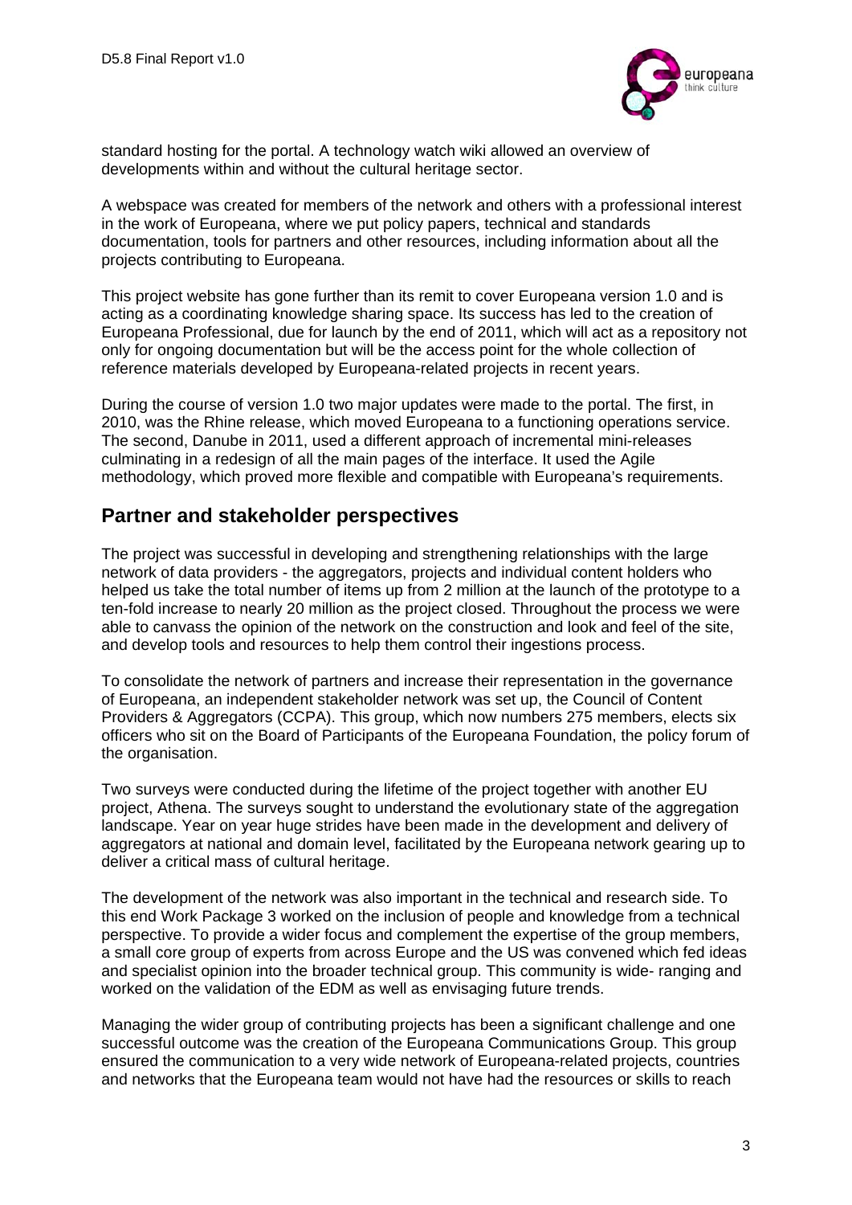standard hosting for the portal. A technology watch wiki allowed an overview of developments within and without the cultural heritage sector.

A webspace was created for members of the network and others with a professional interest in the work of Europeana, where we put policy papers, technical and standards documentation, tools for partners and other resources, including information about all the projects contributing to Europeana.

This project website has gone further than its remit to cover Europeana version 1.0 and is acting as a coordinating knowledge sharing space. Its success has led to the creation of Europeana Professional, due for launch by the end of 2011, which will act as a repository not only for ongoing documentation but will be the access point for the whole collection of reference materials developed by Europeana-related projects in recent years.

During the course of version 1.0 two major updates were made to the portal. The first, in 2010, was the Rhine release, which moved Europeana to a functioning operations service. The second, Danube in 2011, used a different approach of incremental mini-releases culminating in a redesign of all the main pages of the interface. It used the Agile methodology, which proved more flexible and compatible with Europeana's requirements.

## Partner and stakeholder perspectives

The project was successful in developing and strengthening relationships with the large network of data providers - the aggregators, projects and individual content holders who helped us take the total number of items up from 2 million at the launch of the prototype to a ten-fold increase to nearly 20 million as the project closed. Throughout the process we were able to canvass the opinion of the network on the construction and look and feel of the site, and develop tools and resources to help them control their ingestions process.

To consolidate the network of partners and increase their representation in the governance of Europeana, an independent stakeholder network was set up, the Council of Content Providers & Aggregators (CCPA). This group, which now numbers 275 members, elects six officers who sit on the Board of Participants of the Europeana Foundation, the policy forum of the organisation.

Two surveys were conducted during the lifetime of the project together with another EU project, Athena. The surveys sought to understand the evolutionary state of the aggregation landscape. Year on year huge strides have been made in the development and delivery of aggregators at national and domain level, facilitated by the Europeana network gearing up to deliver a critical mass of cultural heritage.

The development of the network was also important in the technical and research side. To this end Work Package 3 worked on the inclusion of people and knowledge from a technical perspective. To provide a wider focus and complement the expertise of the group members, a small core group of experts from across Europe and the US was convened which fed ideas and specialist opinion into the broader technical group. This community is wide- ranging and worked on the validation of the EDM as well as envisaging future trends.

Managing the wider group of contributing projects has been a significant challenge and one successful outcome was the creation of the Europeana Communications Group. This group ensured the communication to a very wide network of Europeana-related projects, countries and networks that the Europeana team would not have had the resources or skills to reach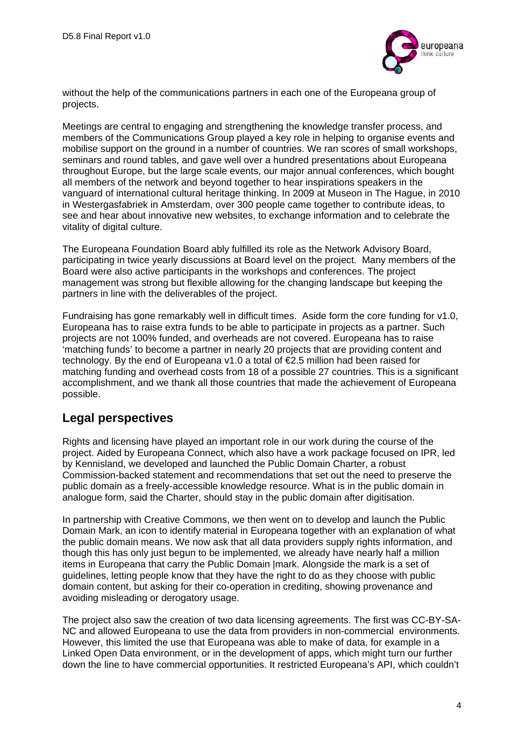without the help of the communications partners in each one of the Europeana group of projects.

Meetings are central to engaging and strengthening the knowledge transfer process, and members of the Communications Group played a key role in helping to organise events and mobilise support on the ground in a number of countries. We ran scores of small workshops, seminars and round tables, and gave well over a hundred presentations about Europeana throughout Europe, but the large scale events, our major annual conferences, which bought all members of the network and beyond together to hear inspirations speakers in the vanguard of international cultural heritage thinking. In 2009 at Museon in The Hague, in 2010 in Westergasfabriek in Amsterdam, over 300 people came together to contribute ideas, to see and hear about innovative new websites, to exchange information and to celebrate the vitality of digital culture.

The Europeana Foundation Board ably fulfilled its role as the Network Advisory Board, participating in twice yearly discussions at Board level on the project. Many members of the Board were also active participants in the workshops and conferences. The project management was strong but flexible allowing for the changing landscape but keeping the partners in line with the deliverables of the project.

Fundraising has gone remarkably well in difficult times. Aside form the core funding for v1.0, Europeana has to raise extra funds to be able to participate in projects as a partner. Such projects are not 100% funded, and overheads are not covered. Europeana has to raise 'matching funds' to become a partner in nearly 20 projects that are providing content and technology. By the end of Europeana v1.0 a total of €2.5 million had been raised for matching funding and overhead costs from 18 of a possible 27 countries. This is a significant accomplishment, and we thank all those countries that made the achievement of Europeana possible.

## Legal perspectives

Rights and licensing have played an important role in our work during the course of the project. Aided by Europeana Connect, which also have a work package focused on IPR, led by Kennisland, we developed and launched the Public Domain Charter, a robust Commission-backed statement and recommendations that set out the need to preserve the public domain as a freely-accessible knowledge resource. What is in the public domain in analogue form, said the Charter, should stay in the public domain after digitisation.

In partnership with Creative Commons, we then went on to develop and launch the Public Domain Mark, an icon to identify material in Europeana together with an explanation of what the public domain means. We now ask that all data providers supply rights information, and though this has only just begun to be implemented, we already have nearly half a million items in Europeana that carry the Public Domain |mark. Alongside the mark is a set of guidelines, letting people know that they have the right to do as they choose with public domain content, but asking for their co-operation in crediting, showing provenance and avoiding misleading or derogatory usage.

The project also saw the creation of two data licensing agreements. The first was CC-BY-SA-NC and allowed Europeana to use the data from providers in non-commercial environments. However, this limited the use that Europeana was able to make of data, for example in a Linked Open Data environment, or in the development of apps, which might turn our further down the line to have commercial opportunities. It restricted Europeana's API, which couldn't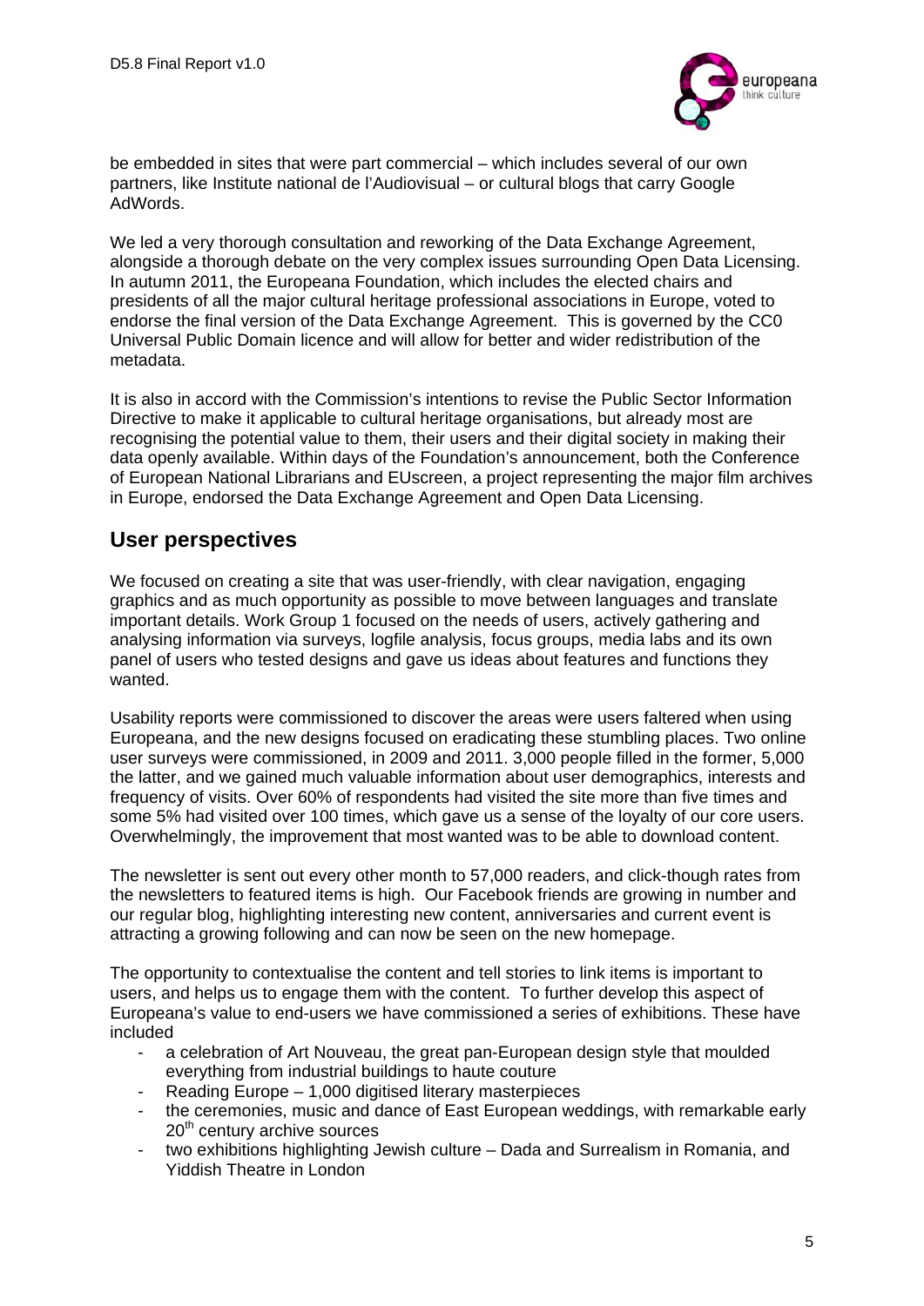be embedded in sites that were part commercial – which includes several of our own partners, like Institute national de l'Audiovisual – or cultural blogs that carry Google AdWords.

We led a very thorough consultation and reworking of the Data Exchange Agreement, alongside a thorough debate on the very complex issues surrounding Open Data Licensing. In autumn 2011, the Europeana Foundation, which includes the elected chairs and presidents of all the major cultural heritage professional associations in Europe, voted to endorse the final version of the Data Exchange Agreement. This is governed by the CC0 Universal Public Domain licence and will allow for better and wider redistribution of the metadata.

It is also in accord with the Commission's intentions to revise the Public Sector Information Directive to make it applicable to cultural heritage organisations, but already most are recognising the potential value to them, their users and their digital society in making their data openly available. Within days of the Foundation's announcement, both the Conference of European National Librarians and EUscreen, a project representing the major film archives in Europe, endorsed the Data Exchange Agreement and Open Data Licensing.

## User perspectives

We focused on creating a site that was user-friendly, with clear navigation, engaging graphics and as much opportunity as possible to move between languages and translate important details. Work Group 1 focused on the needs of users, actively gathering and analysing information via surveys, logfile analysis, focus groups, media labs and its own panel of users who tested designs and gave us ideas about features and functions they wanted.

Usability reports were commissioned to discover the areas were users faltered when using Europeana, and the new designs focused on eradicating these stumbling places. Two online user surveys were commissioned, in 2009 and 2011. 3,000 people filled in the former, 5,000 the latter, and we gained much valuable information about user demographics, interests and frequency of visits. Over 60% of respondents had visited the site more than five times and some 5% had visited over 100 times, which gave us a sense of the loyalty of our core users. Overwhelmingly, the improvement that most wanted was to be able to download content.

The newsletter is sent out every other month to 57,000 readers, and click-though rates from the newsletters to featured items is high. Our Facebook friends are growing in number and our regular blog, highlighting interesting new content, anniversaries and current event is attracting a growing following and can now be seen on the new homepage.

The opportunity to contextualise the content and tell stories to link items is important to users, and helps us to engage them with the content. To further develop this aspect of Europeana's value to end-users we have commissioned a series of exhibitions. These have included

- a celebration of Art Nouveau, the great pan-European design style that moulded everything from industrial buildings to haute couture
- Reading Europe – 1,000 digitised literary masterpieces
- the ceremonies, music and dance of East European weddings, with remarkable early 20th century archive sources
- two exhibitions highlighting Jewish culture – Dada and Surrealism in Romania, and Yiddish Theatre in London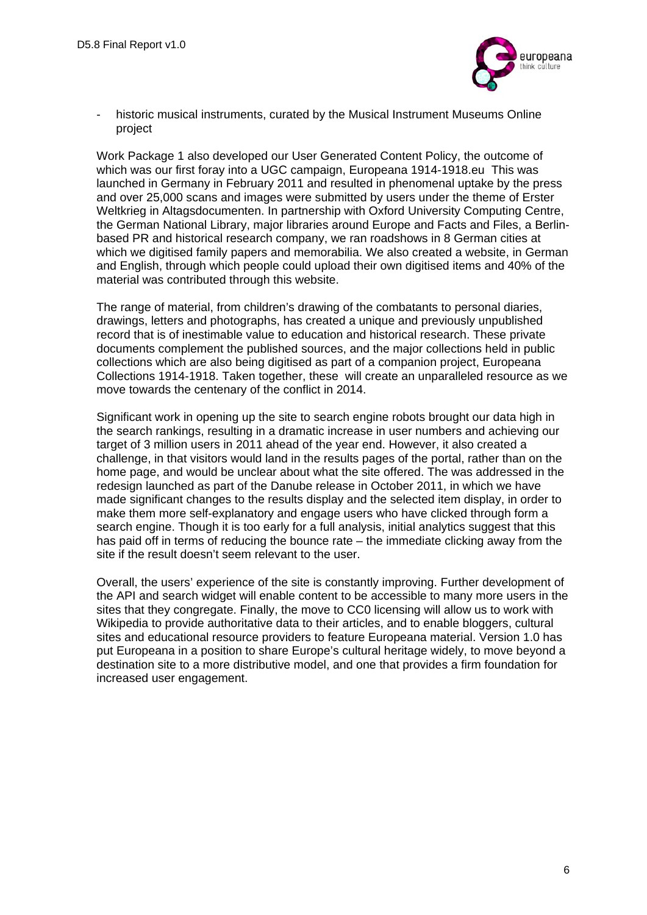- historic musical instruments, curated by the Musical Instrument Museums Online project

Work Package 1 also developed our User Generated Content Policy, the outcome of which was our first foray into a UGC campaign, Europeana 1914-1918.eu This was launched in Germany in February 2011 and resulted in phenomenal uptake by the press and over 25,000 scans and images were submitted by users under the theme of Erster Weltkrieg in Altagsdocumenten. In partnership with Oxford University Computing Centre, the German National Library, major libraries around Europe and Facts and Files, a Berlin-based PR and historical research company, we ran roadshows in 8 German cities at which we digitised family papers and memorabilia. We also created a website, in German and English, through which people could upload their own digitised items and 40% of the material was contributed through this website.

The range of material, from children's drawing of the combatants to personal diaries, drawings, letters and photographs, has created a unique and previously unpublished record that is of inestimable value to education and historical research. These private documents complement the published sources, and the major collections held in public collections which are also being digitised as part of a companion project, Europeana Collections 1914-1918. Taken together, these will create an unparalleled resource as we move towards the centenary of the conflict in 2014.

Significant work in opening up the site to search engine robots brought our data high in the search rankings, resulting in a dramatic increase in user numbers and achieving our target of 3 million users in 2011 ahead of the year end. However, it also created a challenge, in that visitors would land in the results pages of the portal, rather than on the home page, and would be unclear about what the site offered. The was addressed in the redesign launched as part of the Danube release in October 2011, in which we have made significant changes to the results display and the selected item display, in order to make them more self-explanatory and engage users who have clicked through form a search engine. Though it is too early for a full analysis, initial analytics suggest that this has paid off in terms of reducing the bounce rate – the immediate clicking away from the site if the result doesn't seem relevant to the user.

Overall, the users' experience of the site is constantly improving. Further development of the API and search widget will enable content to be accessible to many more users in the sites that they congregate. Finally, the move to CC0 licensing will allow us to work with Wikipedia to provide authoritative data to their articles, and to enable bloggers, cultural sites and educational resource providers to feature Europeana material. Version 1.0 has put Europeana in a position to share Europe's cultural heritage widely, to move beyond a destination site to a more distributive model, and one that provides a firm foundation for increased user engagement.